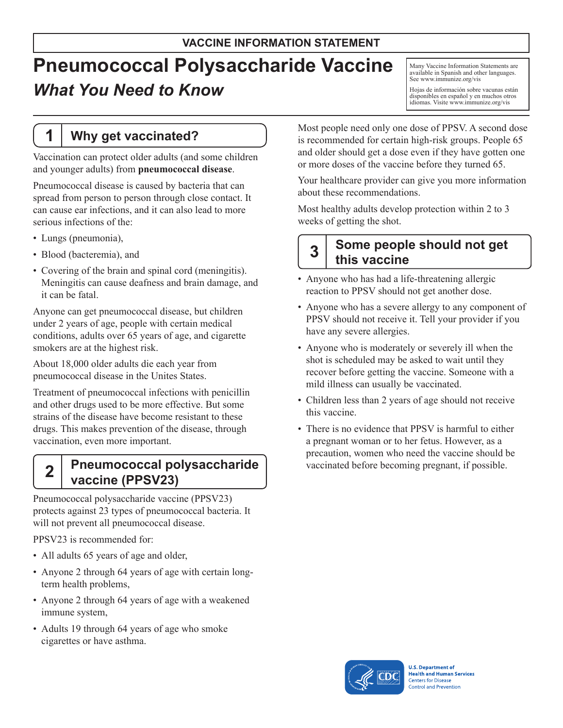**VACCINE INFORMATION STATEMENT**

# Pneumococcal Polysaccharide Vaccine

## *What You Need to Know*

Many Vaccine Information Statements are available in Spanish and other languages. See www.immunize.org/vis

Hojas de información sobre vacunas están disponibles en español y en muchos otros idiomas. Visite www.immunize.org/vis

## 1 Why get vaccinated?

Vaccination can protect older adults (and some children and younger adults) from **pneumococcal disease**.

Pneumococcal disease is caused by bacteria that can spread from person to person through close contact. It can cause ear infections, and it can also lead to more serious infections of the:

- Lungs (pneumonia),
- Blood (bacteremia), and
- Covering of the brain and spinal cord (meningitis). Meningitis can cause deafness and brain damage, and it can be fatal.

Anyone can get pneumococcal disease, but children under 2 years of age, people with certain medical conditions, adults over 65 years of age, and cigarette smokers are at the highest risk.

About 18,000 older adults die each year from pneumococcal disease in the Unites States.

Treatment of pneumococcal infections with penicillin and other drugs used to be more effective. But some strains of the disease have become resistant to these drugs. This makes prevention of the disease, through vaccination, even more important.

## 2 Pneumococcal polysaccharide vaccine (PPSV23)

Pneumococcal polysaccharide vaccine (PPSV23) protects against 23 types of pneumococcal bacteria. It will not prevent all pneumococcal disease.

PPSV23 is recommended for:

- All adults 65 years of age and older,
- Anyone 2 through 64 years of age with certain long-term health problems,
- Anyone 2 through 64 years of age with a weakened immune system,
- Adults 19 through 64 years of age who smoke cigarettes or have asthma.

Most people need only one dose of PPSV. A second dose is recommended for certain high-risk groups. People 65 and older should get a dose even if they have gotten one or more doses of the vaccine before they turned 65.

Your healthcare provider can give you more information about these recommendations.

Most healthy adults develop protection within 2 to 3 weeks of getting the shot.

## 3 Some people should not get this vaccine

- Anyone who has had a life-threatening allergic reaction to PPSV should not get another dose.
- Anyone who has a severe allergy to any component of PPSV should not receive it. Tell your provider if you have any severe allergies.
- Anyone who is moderately or severely ill when the shot is scheduled may be asked to wait until they recover before getting the vaccine. Someone with a mild illness can usually be vaccinated.
- Children less than 2 years of age should not receive this vaccine.
- There is no evidence that PPSV is harmful to either a pregnant woman or to her fetus. However, as a precaution, women who need the vaccine should be vaccinated before becoming pregnant, if possible.

U.S. Department of Health and Human Services
Centers for Disease Control and Prevention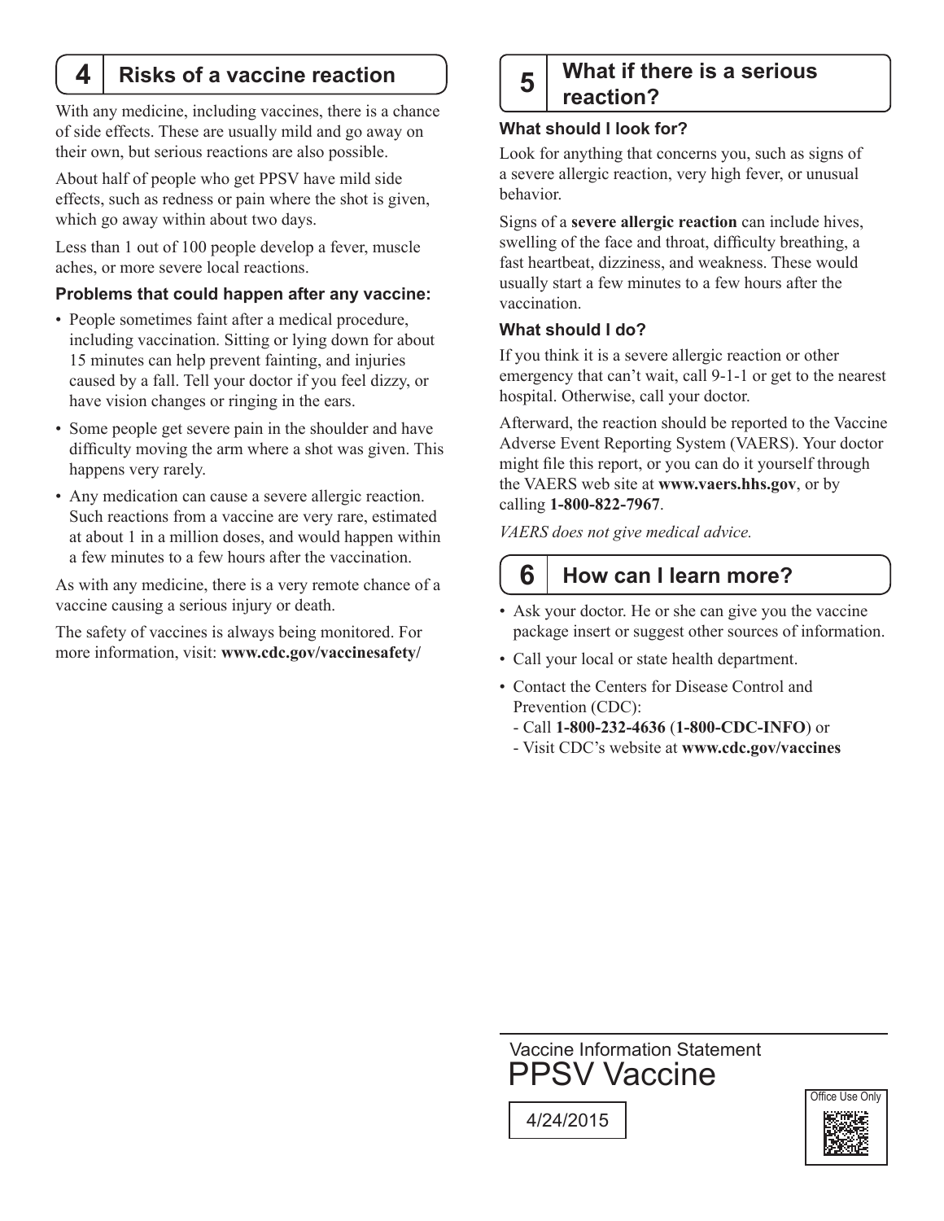## 4 Risks of a vaccine reaction

With any medicine, including vaccines, there is a chance of side effects. These are usually mild and go away on their own, but serious reactions are also possible.

About half of people who get PPSV have mild side effects, such as redness or pain where the shot is given, which go away within about two days.

Less than 1 out of 100 people develop a fever, muscle aches, or more severe local reactions.

### Problems that could happen after any vaccine:

- People sometimes faint after a medical procedure, including vaccination. Sitting or lying down for about 15 minutes can help prevent fainting, and injuries caused by a fall. Tell your doctor if you feel dizzy, or have vision changes or ringing in the ears.
- Some people get severe pain in the shoulder and have difficulty moving the arm where a shot was given. This happens very rarely.
- Any medication can cause a severe allergic reaction. Such reactions from a vaccine are very rare, estimated at about 1 in a million doses, and would happen within a few minutes to a few hours after the vaccination.

As with any medicine, there is a very remote chance of a vaccine causing a serious injury or death.

The safety of vaccines is always being monitored. For more information, visit: **www.cdc.gov/vaccinesafety/**

## 5 What if there is a serious reaction?

### What should I look for?

Look for anything that concerns you, such as signs of a severe allergic reaction, very high fever, or unusual behavior.

Signs of a **severe allergic reaction** can include hives, swelling of the face and throat, difficulty breathing, a fast heartbeat, dizziness, and weakness. These would usually start a few minutes to a few hours after the vaccination.

### What should I do?

If you think it is a severe allergic reaction or other emergency that can't wait, call 9-1-1 or get to the nearest hospital. Otherwise, call your doctor.

Afterward, the reaction should be reported to the Vaccine Adverse Event Reporting System (VAERS). Your doctor might file this report, or you can do it yourself through the VAERS web site at **www.vaers.hhs.gov**, or by calling **1-800-822-7967**.

*VAERS does not give medical advice.*

## 6 How can I learn more?

- Ask your doctor. He or she can give you the vaccine package insert or suggest other sources of information.
- Call your local or state health department.
- Contact the Centers for Disease Control and Prevention (CDC):
  - Call **1-800-232-4636** (**1-800-CDC-INFO**) or
  - Visit CDC's website at **www.cdc.gov/vaccines**

Vaccine Information Statement

PPSV Vaccine

4/24/2015

Office Use Only